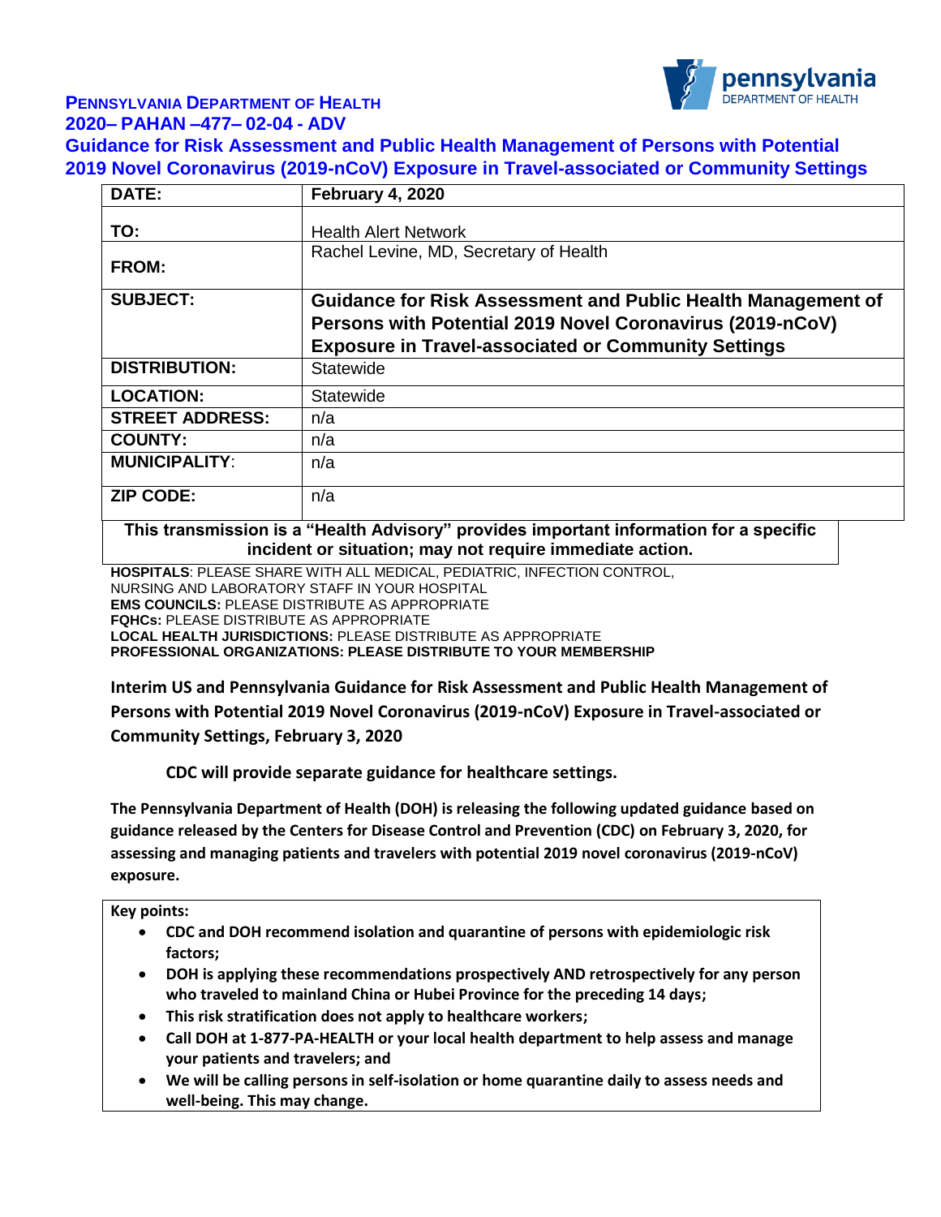**Pennsylvania Department of Health**
**2020– PAHAN –477– 02-04 - ADV**

# Guidance for Risk Assessment and Public Health Management of Persons with Potential 2019 Novel Coronavirus (2019-nCoV) Exposure in Travel-associated or Community Settings

| | |
|---|---|
| **DATE:** | **February 4, 2020** |
| **TO:** | Health Alert Network |
| **FROM:** | Rachel Levine, MD, Secretary of Health |
| **SUBJECT:** | **Guidance for Risk Assessment and Public Health Management of Persons with Potential 2019 Novel Coronavirus (2019-nCoV) Exposure in Travel-associated or Community Settings** |
| **DISTRIBUTION:** | Statewide |
| **LOCATION:** | Statewide |
| **STREET ADDRESS:** | n/a |
| **COUNTY:** | n/a |
| **MUNICIPALITY:** | n/a |
| **ZIP CODE:** | n/a |

**This transmission is a "Health Advisory" provides important information for a specific incident or situation; may not require immediate action.**

**HOSPITALS**: PLEASE SHARE WITH ALL MEDICAL, PEDIATRIC, INFECTION CONTROL, NURSING AND LABORATORY STAFF IN YOUR HOSPITAL
**EMS COUNCILS:** PLEASE DISTRIBUTE AS APPROPRIATE
**FQHCs:** PLEASE DISTRIBUTE AS APPROPRIATE
**LOCAL HEALTH JURISDICTIONS:** PLEASE DISTRIBUTE AS APPROPRIATE
**PROFESSIONAL ORGANIZATIONS: PLEASE DISTRIBUTE TO YOUR MEMBERSHIP**

## Interim US and Pennsylvania Guidance for Risk Assessment and Public Health Management of Persons with Potential 2019 Novel Coronavirus (2019-nCoV) Exposure in Travel-associated or Community Settings, February 3, 2020

**CDC will provide separate guidance for healthcare settings.**

**The Pennsylvania Department of Health (DOH) is releasing the following updated guidance based on guidance released by the Centers for Disease Control and Prevention (CDC) on February 3, 2020, for assessing and managing patients and travelers with potential 2019 novel coronavirus (2019-nCoV) exposure.**

**Key points:**

- **CDC and DOH recommend isolation and quarantine of persons with epidemiologic risk factors;**
- **DOH is applying these recommendations prospectively AND retrospectively for any person who traveled to mainland China or Hubei Province for the preceding 14 days;**
- **This risk stratification does not apply to healthcare workers;**
- **Call DOH at 1-877-PA-HEALTH or your local health department to help assess and manage your patients and travelers; and**
- **We will be calling persons in self-isolation or home quarantine daily to assess needs and well-being. This may change.**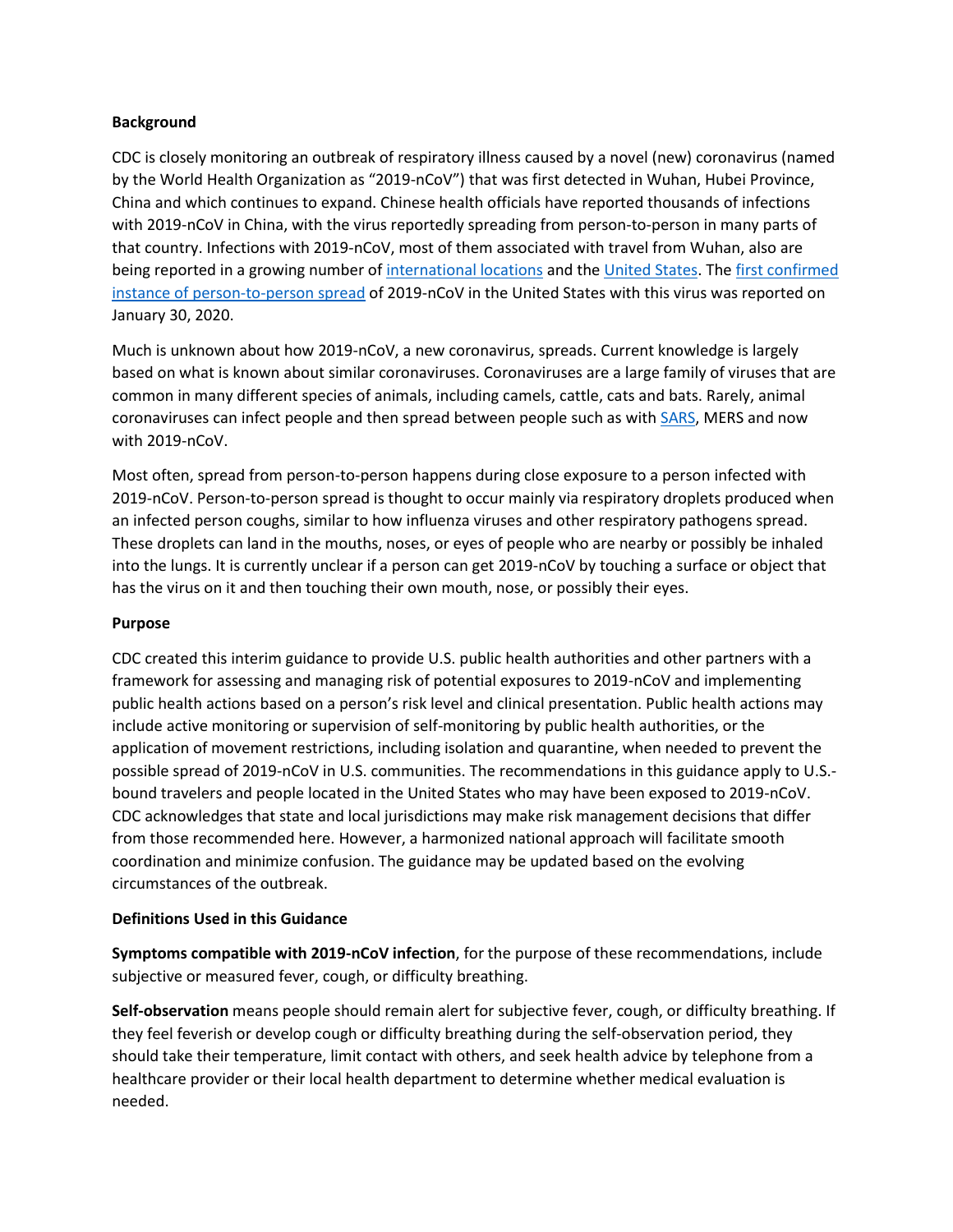**Background**

CDC is closely monitoring an outbreak of respiratory illness caused by a novel (new) coronavirus (named by the World Health Organization as "2019-nCoV") that was first detected in Wuhan, Hubei Province, China and which continues to expand. Chinese health officials have reported thousands of infections with 2019-nCoV in China, with the virus reportedly spreading from person-to-person in many parts of that country. Infections with 2019-nCoV, most of them associated with travel from Wuhan, also are being reported in a growing number of international locations and the United States. The first confirmed instance of person-to-person spread of 2019-nCoV in the United States with this virus was reported on January 30, 2020.

Much is unknown about how 2019-nCoV, a new coronavirus, spreads. Current knowledge is largely based on what is known about similar coronaviruses. Coronaviruses are a large family of viruses that are common in many different species of animals, including camels, cattle, cats and bats. Rarely, animal coronaviruses can infect people and then spread between people such as with SARS, MERS and now with 2019-nCoV.

Most often, spread from person-to-person happens during close exposure to a person infected with 2019-nCoV. Person-to-person spread is thought to occur mainly via respiratory droplets produced when an infected person coughs, similar to how influenza viruses and other respiratory pathogens spread. These droplets can land in the mouths, noses, or eyes of people who are nearby or possibly be inhaled into the lungs. It is currently unclear if a person can get 2019-nCoV by touching a surface or object that has the virus on it and then touching their own mouth, nose, or possibly their eyes.

**Purpose**

CDC created this interim guidance to provide U.S. public health authorities and other partners with a framework for assessing and managing risk of potential exposures to 2019-nCoV and implementing public health actions based on a person's risk level and clinical presentation. Public health actions may include active monitoring or supervision of self-monitoring by public health authorities, or the application of movement restrictions, including isolation and quarantine, when needed to prevent the possible spread of 2019-nCoV in U.S. communities. The recommendations in this guidance apply to U.S.-bound travelers and people located in the United States who may have been exposed to 2019-nCoV. CDC acknowledges that state and local jurisdictions may make risk management decisions that differ from those recommended here. However, a harmonized national approach will facilitate smooth coordination and minimize confusion. The guidance may be updated based on the evolving circumstances of the outbreak.

**Definitions Used in this Guidance**

**Symptoms compatible with 2019-nCoV infection**, for the purpose of these recommendations, include subjective or measured fever, cough, or difficulty breathing.

**Self-observation** means people should remain alert for subjective fever, cough, or difficulty breathing. If they feel feverish or develop cough or difficulty breathing during the self-observation period, they should take their temperature, limit contact with others, and seek health advice by telephone from a healthcare provider or their local health department to determine whether medical evaluation is needed.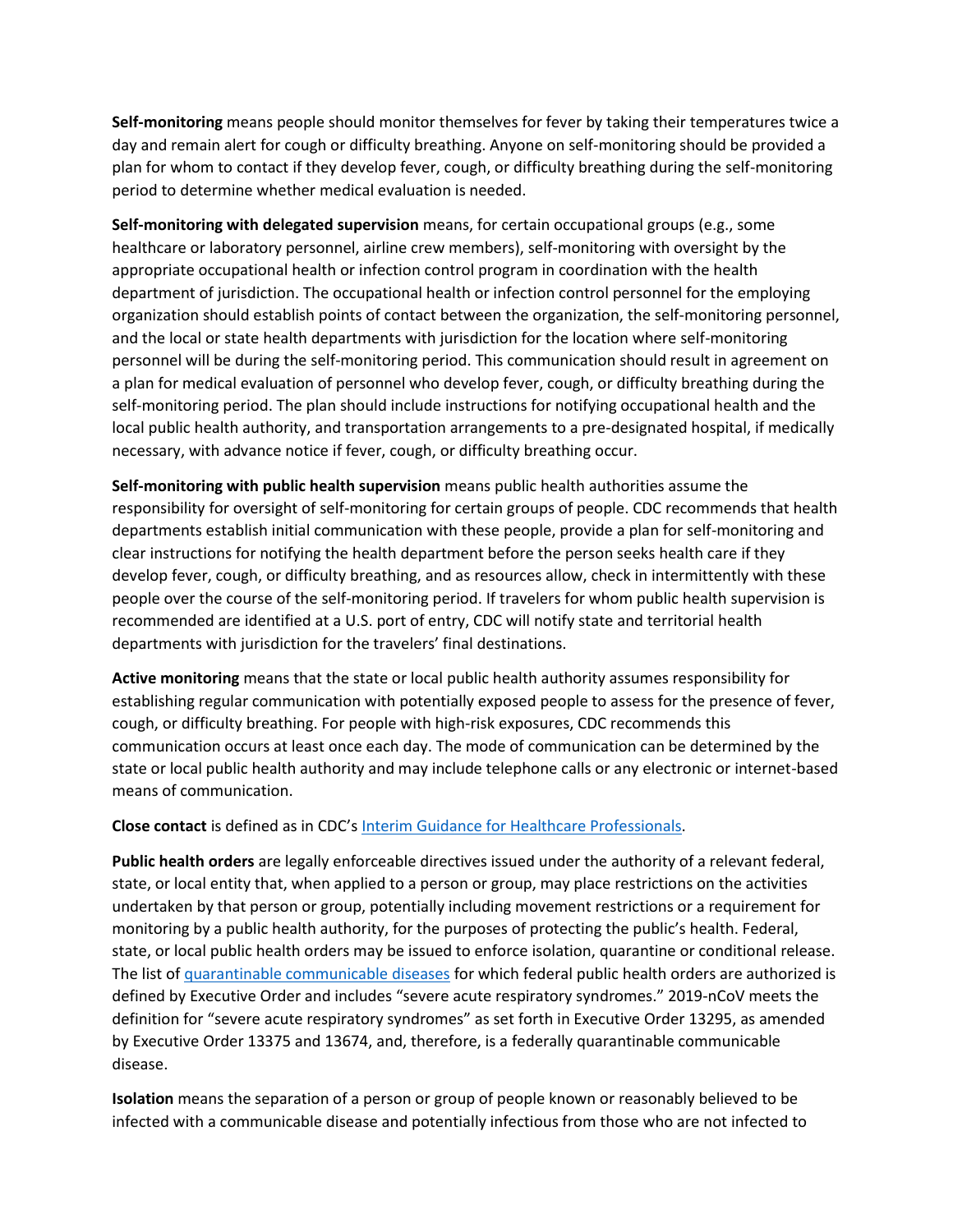**Self-monitoring** means people should monitor themselves for fever by taking their temperatures twice a day and remain alert for cough or difficulty breathing. Anyone on self-monitoring should be provided a plan for whom to contact if they develop fever, cough, or difficulty breathing during the self-monitoring period to determine whether medical evaluation is needed.

**Self-monitoring with delegated supervision** means, for certain occupational groups (e.g., some healthcare or laboratory personnel, airline crew members), self-monitoring with oversight by the appropriate occupational health or infection control program in coordination with the health department of jurisdiction. The occupational health or infection control personnel for the employing organization should establish points of contact between the organization, the self-monitoring personnel, and the local or state health departments with jurisdiction for the location where self-monitoring personnel will be during the self-monitoring period. This communication should result in agreement on a plan for medical evaluation of personnel who develop fever, cough, or difficulty breathing during the self-monitoring period. The plan should include instructions for notifying occupational health and the local public health authority, and transportation arrangements to a pre-designated hospital, if medically necessary, with advance notice if fever, cough, or difficulty breathing occur.

**Self-monitoring with public health supervision** means public health authorities assume the responsibility for oversight of self-monitoring for certain groups of people. CDC recommends that health departments establish initial communication with these people, provide a plan for self-monitoring and clear instructions for notifying the health department before the person seeks health care if they develop fever, cough, or difficulty breathing, and as resources allow, check in intermittently with these people over the course of the self-monitoring period. If travelers for whom public health supervision is recommended are identified at a U.S. port of entry, CDC will notify state and territorial health departments with jurisdiction for the travelers' final destinations.

**Active monitoring** means that the state or local public health authority assumes responsibility for establishing regular communication with potentially exposed people to assess for the presence of fever, cough, or difficulty breathing. For people with high-risk exposures, CDC recommends this communication occurs at least once each day. The mode of communication can be determined by the state or local public health authority and may include telephone calls or any electronic or internet-based means of communication.

**Close contact** is defined as in CDC's Interim Guidance for Healthcare Professionals.

**Public health orders** are legally enforceable directives issued under the authority of a relevant federal, state, or local entity that, when applied to a person or group, may place restrictions on the activities undertaken by that person or group, potentially including movement restrictions or a requirement for monitoring by a public health authority, for the purposes of protecting the public's health. Federal, state, or local public health orders may be issued to enforce isolation, quarantine or conditional release. The list of quarantinable communicable diseases for which federal public health orders are authorized is defined by Executive Order and includes "severe acute respiratory syndromes." 2019-nCoV meets the definition for "severe acute respiratory syndromes" as set forth in Executive Order 13295, as amended by Executive Order 13375 and 13674, and, therefore, is a federally quarantinable communicable disease.

**Isolation** means the separation of a person or group of people known or reasonably believed to be infected with a communicable disease and potentially infectious from those who are not infected to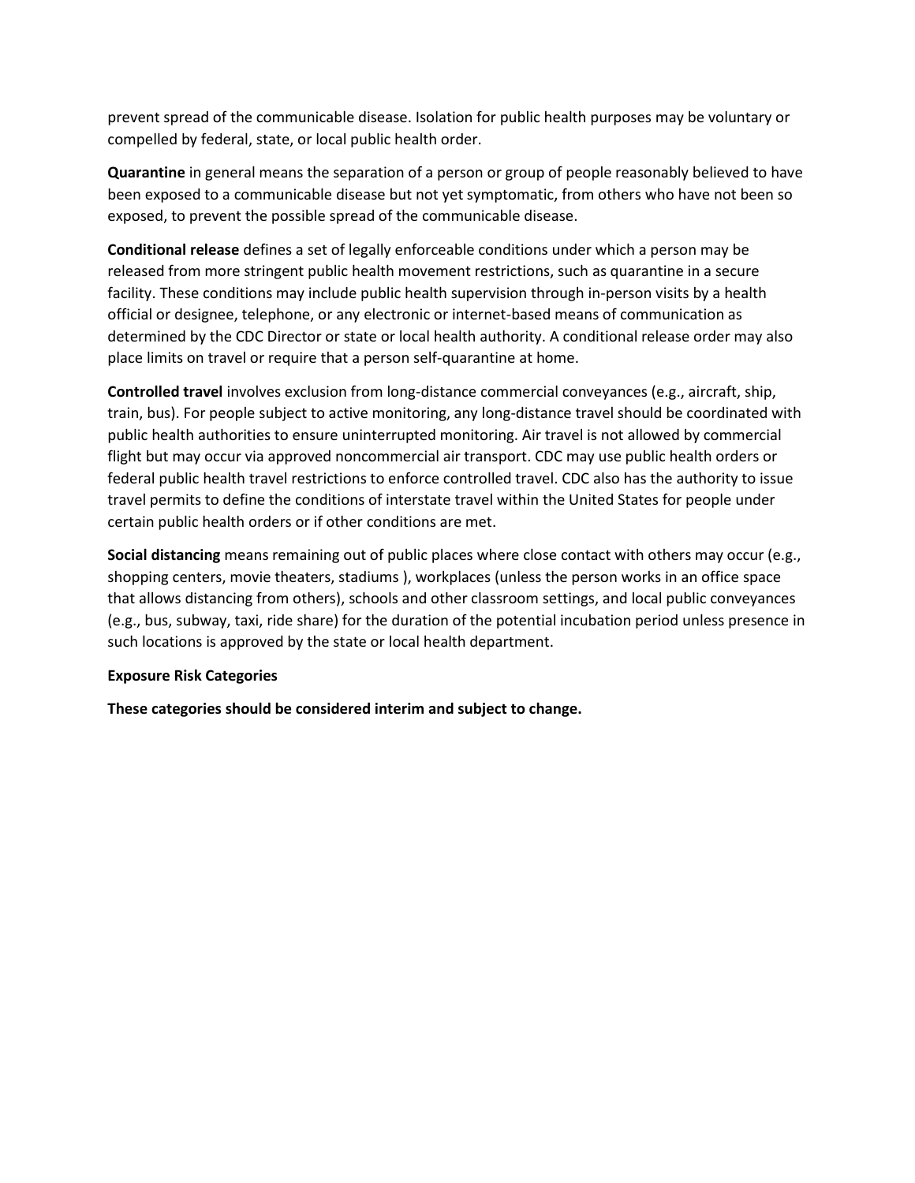prevent spread of the communicable disease. Isolation for public health purposes may be voluntary or compelled by federal, state, or local public health order.

**Quarantine** in general means the separation of a person or group of people reasonably believed to have been exposed to a communicable disease but not yet symptomatic, from others who have not been so exposed, to prevent the possible spread of the communicable disease.

**Conditional release** defines a set of legally enforceable conditions under which a person may be released from more stringent public health movement restrictions, such as quarantine in a secure facility. These conditions may include public health supervision through in-person visits by a health official or designee, telephone, or any electronic or internet-based means of communication as determined by the CDC Director or state or local health authority. A conditional release order may also place limits on travel or require that a person self-quarantine at home.

**Controlled travel** involves exclusion from long-distance commercial conveyances (e.g., aircraft, ship, train, bus). For people subject to active monitoring, any long-distance travel should be coordinated with public health authorities to ensure uninterrupted monitoring. Air travel is not allowed by commercial flight but may occur via approved noncommercial air transport. CDC may use public health orders or federal public health travel restrictions to enforce controlled travel. CDC also has the authority to issue travel permits to define the conditions of interstate travel within the United States for people under certain public health orders or if other conditions are met.

**Social distancing** means remaining out of public places where close contact with others may occur (e.g., shopping centers, movie theaters, stadiums ), workplaces (unless the person works in an office space that allows distancing from others), schools and other classroom settings, and local public conveyances (e.g., bus, subway, taxi, ride share) for the duration of the potential incubation period unless presence in such locations is approved by the state or local health department.

**Exposure Risk Categories**

**These categories should be considered interim and subject to change.**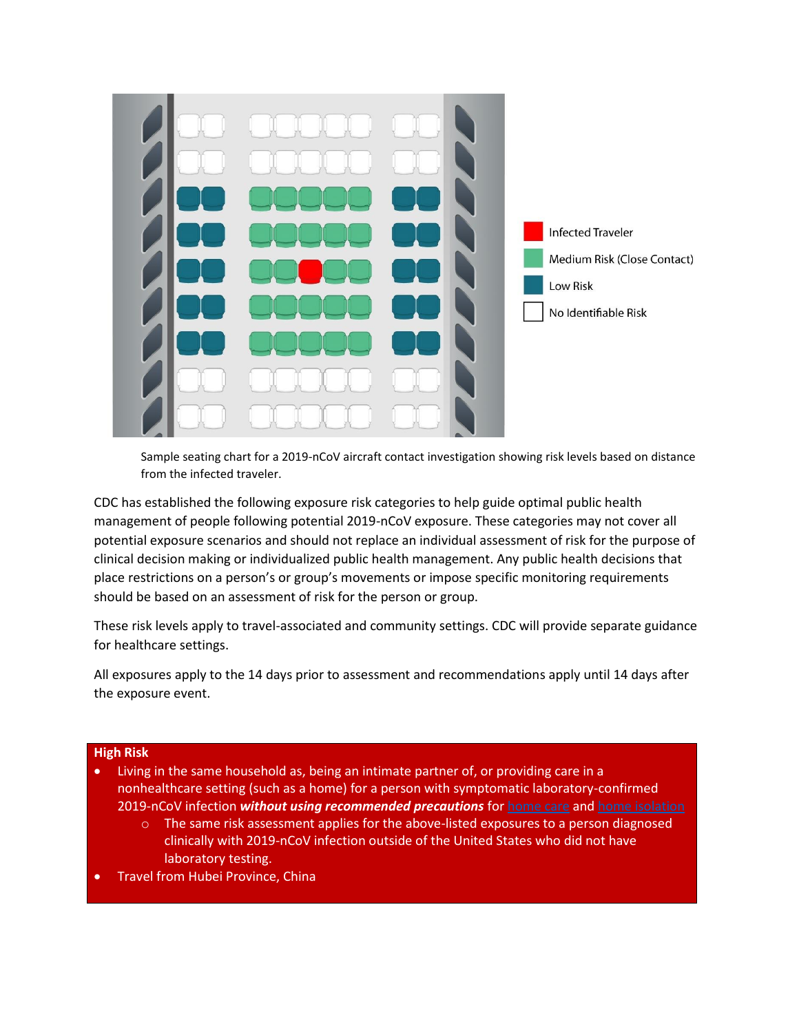Infected Traveler

Medium Risk (Close Contact)

Low Risk

No Identifiable Risk

Sample seating chart for a 2019-nCoV aircraft contact investigation showing risk levels based on distance from the infected traveler.

CDC has established the following exposure risk categories to help guide optimal public health management of people following potential 2019-nCoV exposure. These categories may not cover all potential exposure scenarios and should not replace an individual assessment of risk for the purpose of clinical decision making or individualized public health management. Any public health decisions that place restrictions on a person's or group's movements or impose specific monitoring requirements should be based on an assessment of risk for the person or group.

These risk levels apply to travel-associated and community settings. CDC will provide separate guidance for healthcare settings.

All exposures apply to the 14 days prior to assessment and recommendations apply until 14 days after the exposure event.

**High Risk**

- Living in the same household as, being an intimate partner of, or providing care in a nonhealthcare setting (such as a home) for a person with symptomatic laboratory-confirmed 2019-nCoV infection ***without using recommended precautions*** for home care and home isolation
  - The same risk assessment applies for the above-listed exposures to a person diagnosed clinically with 2019-nCoV infection outside of the United States who did not have laboratory testing.
- Travel from Hubei Province, China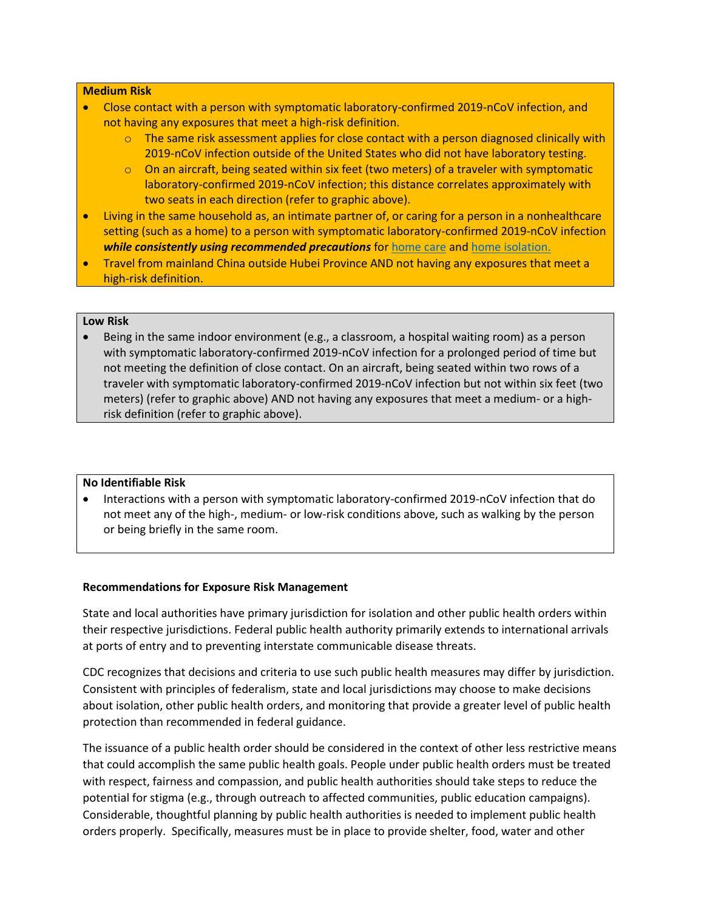**Medium Risk**

- Close contact with a person with symptomatic laboratory-confirmed 2019-nCoV infection, and not having any exposures that meet a high-risk definition.
  - The same risk assessment applies for close contact with a person diagnosed clinically with 2019-nCoV infection outside of the United States who did not have laboratory testing.
  - On an aircraft, being seated within six feet (two meters) of a traveler with symptomatic laboratory-confirmed 2019-nCoV infection; this distance correlates approximately with two seats in each direction (refer to graphic above).
- Living in the same household as, an intimate partner of, or caring for a person in a nonhealthcare setting (such as a home) to a person with symptomatic laboratory-confirmed 2019-nCoV infection ***while consistently using recommended precautions*** for home care and home isolation.
- Travel from mainland China outside Hubei Province AND not having any exposures that meet a high-risk definition.

**Low Risk**

- Being in the same indoor environment (e.g., a classroom, a hospital waiting room) as a person with symptomatic laboratory-confirmed 2019-nCoV infection for a prolonged period of time but not meeting the definition of close contact. On an aircraft, being seated within two rows of a traveler with symptomatic laboratory-confirmed 2019-nCoV infection but not within six feet (two meters) (refer to graphic above) AND not having any exposures that meet a medium- or a high-risk definition (refer to graphic above).

**No Identifiable Risk**

- Interactions with a person with symptomatic laboratory-confirmed 2019-nCoV infection that do not meet any of the high-, medium- or low-risk conditions above, such as walking by the person or being briefly in the same room.

**Recommendations for Exposure Risk Management**

State and local authorities have primary jurisdiction for isolation and other public health orders within their respective jurisdictions. Federal public health authority primarily extends to international arrivals at ports of entry and to preventing interstate communicable disease threats.

CDC recognizes that decisions and criteria to use such public health measures may differ by jurisdiction. Consistent with principles of federalism, state and local jurisdictions may choose to make decisions about isolation, other public health orders, and monitoring that provide a greater level of public health protection than recommended in federal guidance.

The issuance of a public health order should be considered in the context of other less restrictive means that could accomplish the same public health goals. People under public health orders must be treated with respect, fairness and compassion, and public health authorities should take steps to reduce the potential for stigma (e.g., through outreach to affected communities, public education campaigns). Considerable, thoughtful planning by public health authorities is needed to implement public health orders properly. Specifically, measures must be in place to provide shelter, food, water and other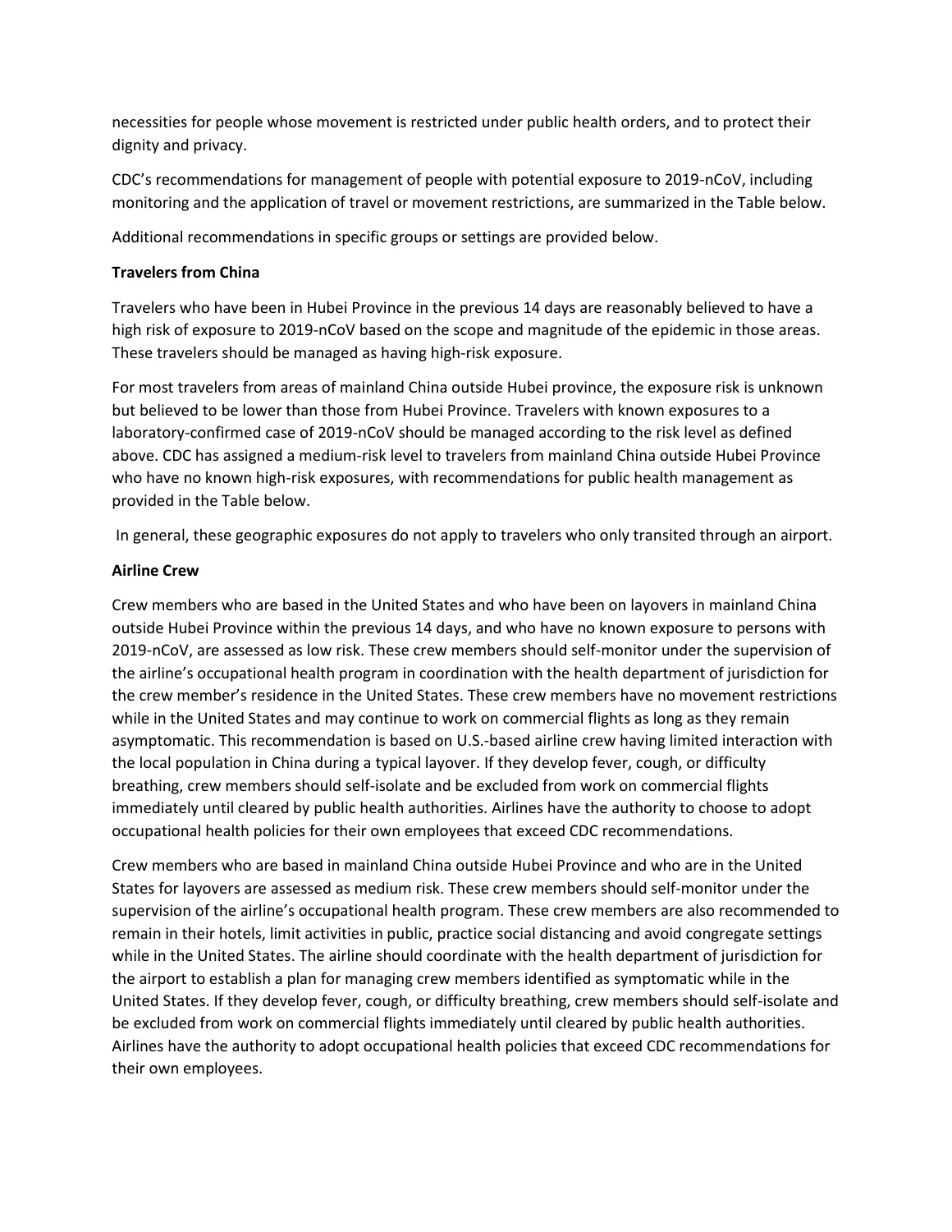necessities for people whose movement is restricted under public health orders, and to protect their dignity and privacy.

CDC's recommendations for management of people with potential exposure to 2019-nCoV, including monitoring and the application of travel or movement restrictions, are summarized in the Table below.

Additional recommendations in specific groups or settings are provided below.

**Travelers from China**

Travelers who have been in Hubei Province in the previous 14 days are reasonably believed to have a high risk of exposure to 2019-nCoV based on the scope and magnitude of the epidemic in those areas. These travelers should be managed as having high-risk exposure.

For most travelers from areas of mainland China outside Hubei province, the exposure risk is unknown but believed to be lower than those from Hubei Province. Travelers with known exposures to a laboratory-confirmed case of 2019-nCoV should be managed according to the risk level as defined above. CDC has assigned a medium-risk level to travelers from mainland China outside Hubei Province who have no known high-risk exposures, with recommendations for public health management as provided in the Table below.

In general, these geographic exposures do not apply to travelers who only transited through an airport.

**Airline Crew**

Crew members who are based in the United States and who have been on layovers in mainland China outside Hubei Province within the previous 14 days, and who have no known exposure to persons with 2019-nCoV, are assessed as low risk. These crew members should self-monitor under the supervision of the airline's occupational health program in coordination with the health department of jurisdiction for the crew member's residence in the United States. These crew members have no movement restrictions while in the United States and may continue to work on commercial flights as long as they remain asymptomatic. This recommendation is based on U.S.-based airline crew having limited interaction with the local population in China during a typical layover. If they develop fever, cough, or difficulty breathing, crew members should self-isolate and be excluded from work on commercial flights immediately until cleared by public health authorities. Airlines have the authority to choose to adopt occupational health policies for their own employees that exceed CDC recommendations.

Crew members who are based in mainland China outside Hubei Province and who are in the United States for layovers are assessed as medium risk. These crew members should self-monitor under the supervision of the airline's occupational health program. These crew members are also recommended to remain in their hotels, limit activities in public, practice social distancing and avoid congregate settings while in the United States. The airline should coordinate with the health department of jurisdiction for the airport to establish a plan for managing crew members identified as symptomatic while in the United States. If they develop fever, cough, or difficulty breathing, crew members should self-isolate and be excluded from work on commercial flights immediately until cleared by public health authorities. Airlines have the authority to adopt occupational health policies that exceed CDC recommendations for their own employees.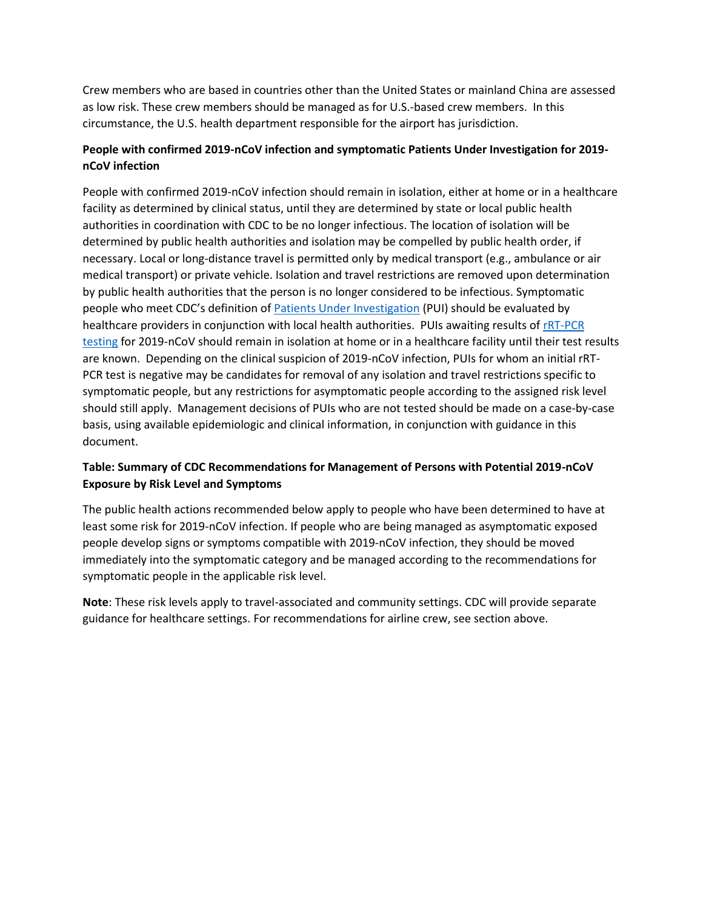Crew members who are based in countries other than the United States or mainland China are assessed as low risk. These crew members should be managed as for U.S.-based crew members. In this circumstance, the U.S. health department responsible for the airport has jurisdiction.

**People with confirmed 2019-nCoV infection and symptomatic Patients Under Investigation for 2019-nCoV infection**

People with confirmed 2019-nCoV infection should remain in isolation, either at home or in a healthcare facility as determined by clinical status, until they are determined by state or local public health authorities in coordination with CDC to be no longer infectious. The location of isolation will be determined by public health authorities and isolation may be compelled by public health order, if necessary. Local or long-distance travel is permitted only by medical transport (e.g., ambulance or air medical transport) or private vehicle. Isolation and travel restrictions are removed upon determination by public health authorities that the person is no longer considered to be infectious. Symptomatic people who meet CDC's definition of [Patients Under Investigation] (PUI) should be evaluated by healthcare providers in conjunction with local health authorities. PUIs awaiting results of [rRT-PCR testing] for 2019-nCoV should remain in isolation at home or in a healthcare facility until their test results are known. Depending on the clinical suspicion of 2019-nCoV infection, PUIs for whom an initial rRT-PCR test is negative may be candidates for removal of any isolation and travel restrictions specific to symptomatic people, but any restrictions for asymptomatic people according to the assigned risk level should still apply. Management decisions of PUIs who are not tested should be made on a case-by-case basis, using available epidemiologic and clinical information, in conjunction with guidance in this document.

**Table: Summary of CDC Recommendations for Management of Persons with Potential 2019-nCoV Exposure by Risk Level and Symptoms**

The public health actions recommended below apply to people who have been determined to have at least some risk for 2019-nCoV infection. If people who are being managed as asymptomatic exposed people develop signs or symptoms compatible with 2019-nCoV infection, they should be moved immediately into the symptomatic category and be managed according to the recommendations for symptomatic people in the applicable risk level.

**Note**: These risk levels apply to travel-associated and community settings. CDC will provide separate guidance for healthcare settings. For recommendations for airline crew, see section above.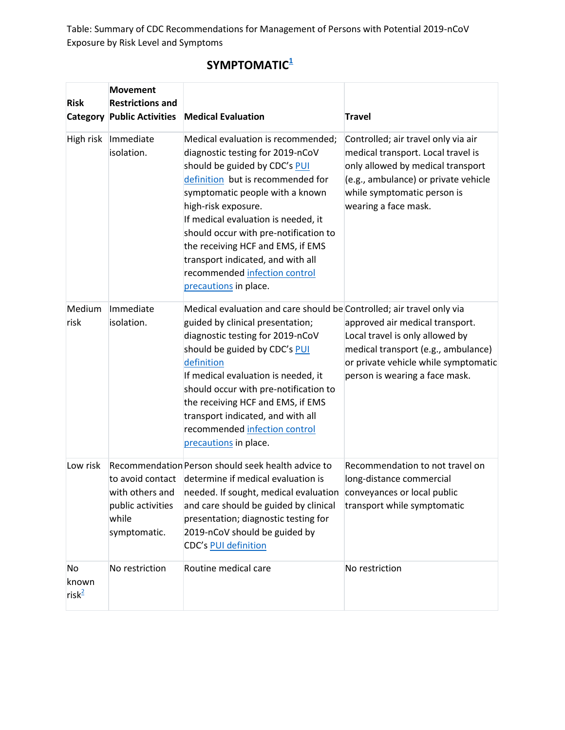Table: Summary of CDC Recommendations for Management of Persons with Potential 2019-nCoV Exposure by Risk Level and Symptoms

## SYMPTOMATIC[1]

| Risk Category | Movement Restrictions and Public Activities | Medical Evaluation | Travel |
|---|---|---|---|
| High risk | Immediate isolation. | Medical evaluation is recommended; diagnostic testing for 2019-nCoV should be guided by CDC's PUI definition but is recommended for symptomatic people with a known high-risk exposure. If medical evaluation is needed, it should occur with pre-notification to the receiving HCF and EMS, if EMS transport indicated, and with all recommended infection control precautions in place. | Controlled; air travel only via air medical transport. Local travel is only allowed by medical transport (e.g., ambulance) or private vehicle while symptomatic person is wearing a face mask. |
| Medium risk | Immediate isolation. | Medical evaluation and care should be guided by clinical presentation; diagnostic testing for 2019-nCoV should be guided by CDC's PUI definition If medical evaluation is needed, it should occur with pre-notification to the receiving HCF and EMS, if EMS transport indicated, and with all recommended infection control precautions in place. | Controlled; air travel only via approved air medical transport. Local travel is only allowed by medical transport (e.g., ambulance) or private vehicle while symptomatic person is wearing a face mask. |
| Low risk | Recommendation to avoid contact with others and public activities while symptomatic. | Person should seek health advice to determine if medical evaluation is needed. If sought, medical evaluation and care should be guided by clinical presentation; diagnostic testing for 2019-nCoV should be guided by CDC's PUI definition | Recommendation to not travel on long-distance commercial conveyances or local public transport while symptomatic |
| No known risk[2] | No restriction | Routine medical care | No restriction |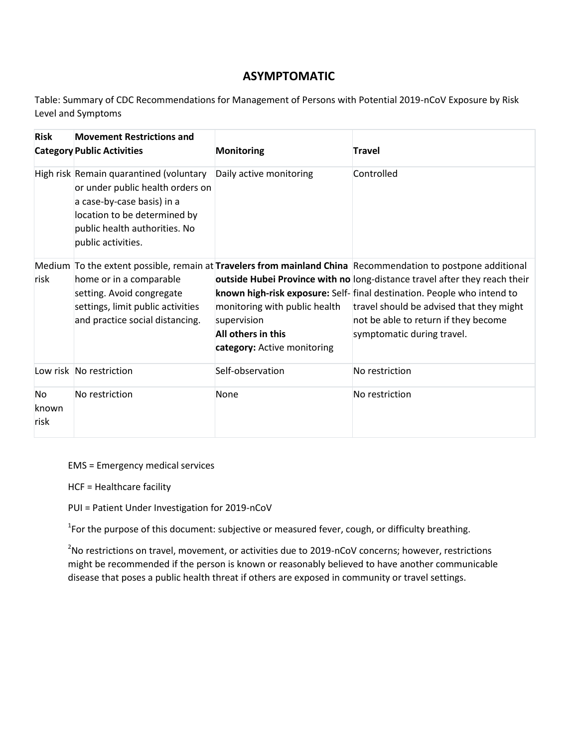## ASYMPTOMATIC

Table: Summary of CDC Recommendations for Management of Persons with Potential 2019-nCoV Exposure by Risk Level and Symptoms

| Risk Category | Movement Restrictions and Public Activities | Monitoring | Travel |
|---|---|---|---|
| High risk | Remain quarantined (voluntary or under public health orders on a case-by-case basis) in a location to be determined by public health authorities. No public activities. | Daily active monitoring | Controlled |
| Medium risk | To the extent possible, remain at home or in a comparable setting. Avoid congregate settings, limit public activities and practice social distancing. | **Travelers from mainland China outside Hubei Province with no known high-risk exposure:** Self-monitoring with public health supervision<br>**All others in this category:** Active monitoring | Recommendation to postpone additional long-distance travel after they reach their final destination. People who intend to travel should be advised that they might not be able to return if they become symptomatic during travel. |
| Low risk | No restriction | Self-observation | No restriction |
| No known risk | No restriction | None | No restriction |

EMS = Emergency medical services

HCF = Healthcare facility

PUI = Patient Under Investigation for 2019-nCoV

[1]For the purpose of this document: subjective or measured fever, cough, or difficulty breathing.

[2]No restrictions on travel, movement, or activities due to 2019-nCoV concerns; however, restrictions might be recommended if the person is known or reasonably believed to have another communicable disease that poses a public health threat if others are exposed in community or travel settings.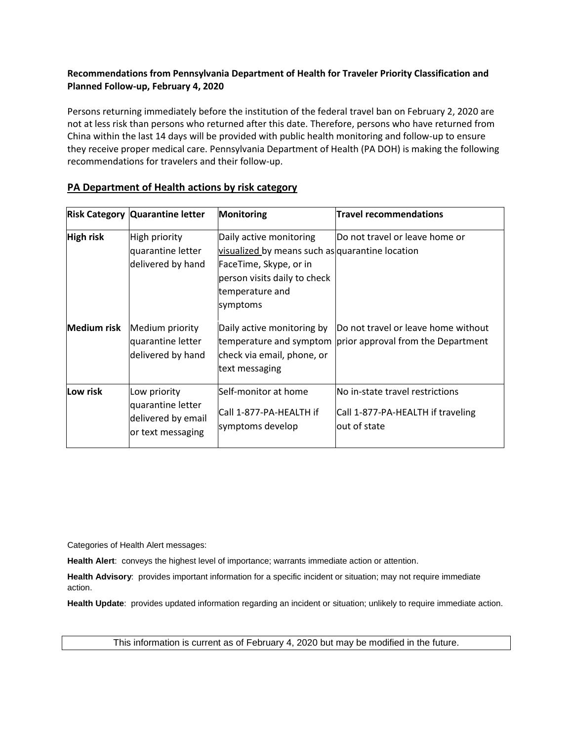**Recommendations from Pennsylvania Department of Health for Traveler Priority Classification and Planned Follow-up, February 4, 2020**

Persons returning immediately before the institution of the federal travel ban on February 2, 2020 are not at less risk than persons who returned after this date. Therefore, persons who have returned from China within the last 14 days will be provided with public health monitoring and follow-up to ensure they receive proper medical care. Pennsylvania Department of Health (PA DOH) is making the following recommendations for travelers and their follow-up.

## PA Department of Health actions by risk category

| Risk Category | Quantine letter | Monitoring | Travel recommendations |
|---|---|---|---|
| **High risk** | High priority quarantine letter delivered by hand | Daily active monitoring visualized by means such as FaceTime, Skype, or in person visits daily to check temperature and symptoms | Do not travel or leave home or quarantine location |
| **Medium risk** | Medium priority quarantine letter delivered by hand | Daily active monitoring by temperature and symptom check via email, phone, or text messaging | Do not travel or leave home without prior approval from the Department |
| **Low risk** | Low priority quarantine letter delivered by email or text messaging | Self-monitor at home<br>Call 1-877-PA-HEALTH if symptoms develop | No in-state travel restrictions<br>Call 1-877-PA-HEALTH if traveling out of state |

Categories of Health Alert messages:

**Health Alert**: conveys the highest level of importance; warrants immediate action or attention.

**Health Advisory**: provides important information for a specific incident or situation; may not require immediate action.

**Health Update**: provides updated information regarding an incident or situation; unlikely to require immediate action.

This information is current as of February 4, 2020 but may be modified in the future.